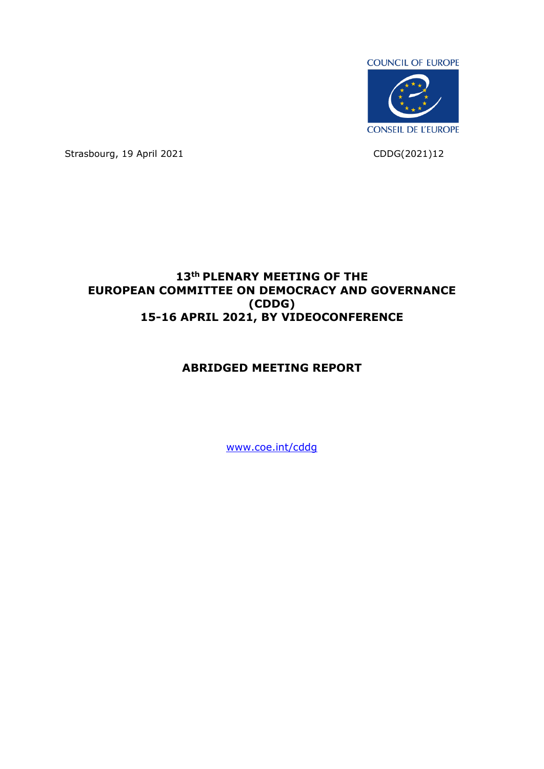COUNCIL OF EUROPE

CONSEIL DE L'EUROPE

Strasbourg, 19 April 2021 CDDG(2021)12

# 13th PLENARY MEETING OF THE EUROPEAN COMMITTEE ON DEMOCRACY AND GOVERNANCE (CDDG) 15-16 APRIL 2021, BY VIDEOCONFERENCE

## ABRIDGED MEETING REPORT

[www.coe.int/cddg](http://www.coe.int/cddg)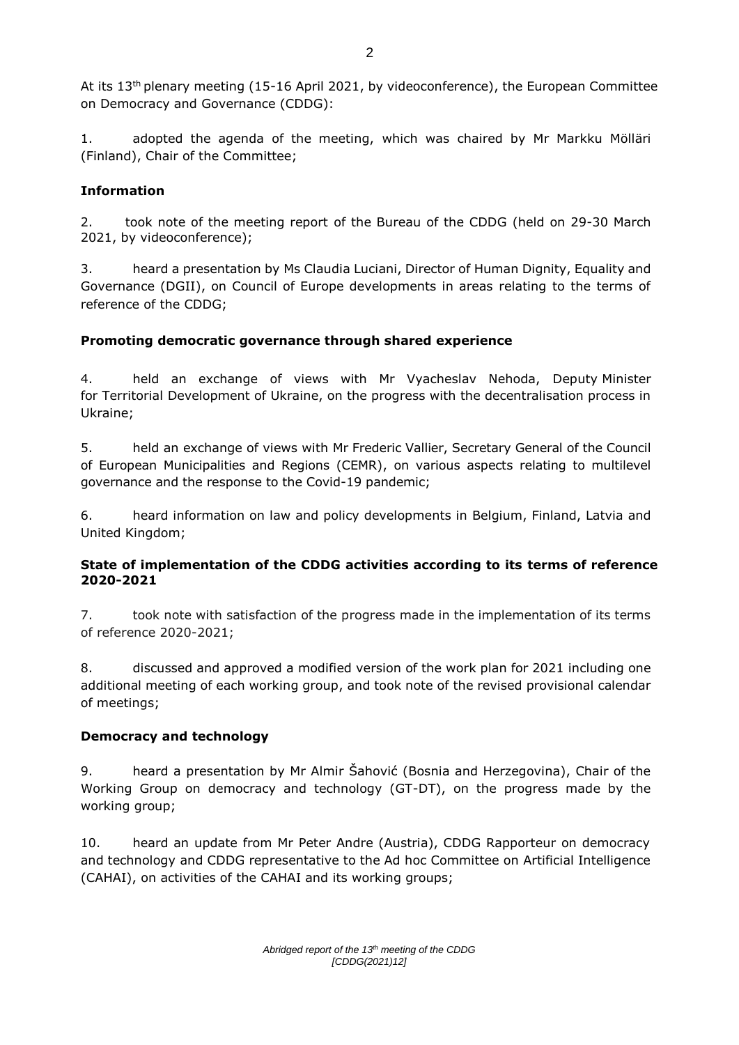At its 13th plenary meeting (15-16 April 2021, by videoconference), the European Committee on Democracy and Governance (CDDG):

1. adopted the agenda of the meeting, which was chaired by Mr Markku Mölläri (Finland), Chair of the Committee;

**Information**

2. took note of the meeting report of the Bureau of the CDDG (held on 29-30 March 2021, by videoconference);

3. heard a presentation by Ms Claudia Luciani, Director of Human Dignity, Equality and Governance (DGII), on Council of Europe developments in areas relating to the terms of reference of the CDDG;

**Promoting democratic governance through shared experience**

4. held an exchange of views with Mr Vyacheslav Nehoda, Deputy Minister for Territorial Development of Ukraine, on the progress with the decentralisation process in Ukraine;

5. held an exchange of views with Mr Frederic Vallier, Secretary General of the Council of European Municipalities and Regions (CEMR), on various aspects relating to multilevel governance and the response to the Covid-19 pandemic;

6. heard information on law and policy developments in Belgium, Finland, Latvia and United Kingdom;

**State of implementation of the CDDG activities according to its terms of reference 2020-2021**

7. took note with satisfaction of the progress made in the implementation of its terms of reference 2020-2021;

8. discussed and approved a modified version of the work plan for 2021 including one additional meeting of each working group, and took note of the revised provisional calendar of meetings;

**Democracy and technology**

9. heard a presentation by Mr Almir Šahović (Bosnia and Herzegovina), Chair of the Working Group on democracy and technology (GT-DT), on the progress made by the working group;

10. heard an update from Mr Peter Andre (Austria), CDDG Rapporteur on democracy and technology and CDDG representative to the Ad hoc Committee on Artificial Intelligence (CAHAI), on activities of the CAHAI and its working groups;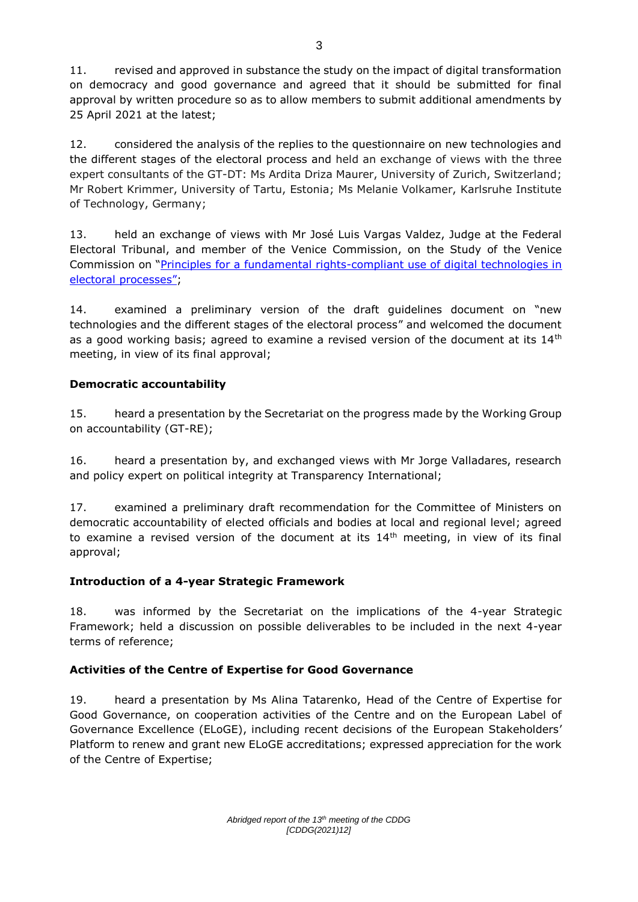11. revised and approved in substance the study on the impact of digital transformation on democracy and good governance and agreed that it should be submitted for final approval by written procedure so as to allow members to submit additional amendments by 25 April 2021 at the latest;

12. considered the analysis of the replies to the questionnaire on new technologies and the different stages of the electoral process and held an exchange of views with the three expert consultants of the GT-DT: Ms Ardita Driza Maurer, University of Zurich, Switzerland; Mr Robert Krimmer, University of Tartu, Estonia; Ms Melanie Volkamer, Karlsruhe Institute of Technology, Germany;

13. held an exchange of views with Mr José Luis Vargas Valdez, Judge at the Federal Electoral Tribunal, and member of the Venice Commission, on the Study of the Venice Commission on "Principles for a fundamental rights-compliant use of digital technologies in electoral processes";

14. examined a preliminary version of the draft guidelines document on "new technologies and the different stages of the electoral process" and welcomed the document as a good working basis; agreed to examine a revised version of the document at its 14th meeting, in view of its final approval;

**Democratic accountability**

15. heard a presentation by the Secretariat on the progress made by the Working Group on accountability (GT-RE);

16. heard a presentation by, and exchanged views with Mr Jorge Valladares, research and policy expert on political integrity at Transparency International;

17. examined a preliminary draft recommendation for the Committee of Ministers on democratic accountability of elected officials and bodies at local and regional level; agreed to examine a revised version of the document at its 14th meeting, in view of its final approval;

**Introduction of a 4-year Strategic Framework**

18. was informed by the Secretariat on the implications of the 4-year Strategic Framework; held a discussion on possible deliverables to be included in the next 4-year terms of reference;

**Activities of the Centre of Expertise for Good Governance**

19. heard a presentation by Ms Alina Tatarenko, Head of the Centre of Expertise for Good Governance, on cooperation activities of the Centre and on the European Label of Governance Excellence (ELoGE), including recent decisions of the European Stakeholders' Platform to renew and grant new ELoGE accreditations; expressed appreciation for the work of the Centre of Expertise;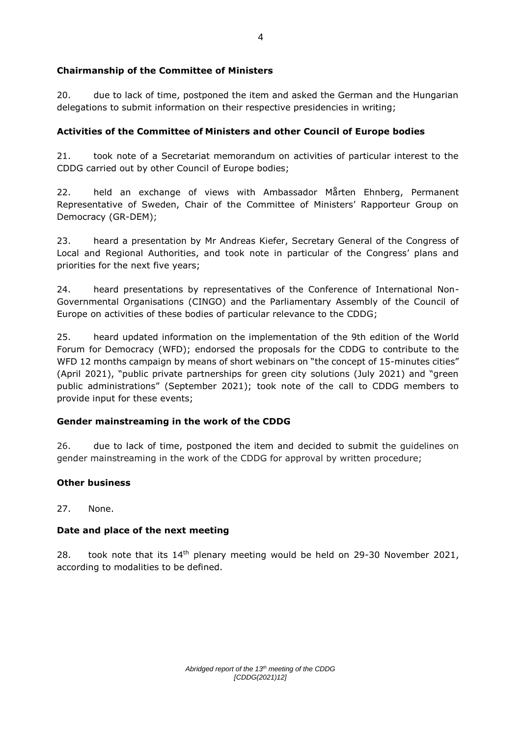**Chairmanship of the Committee of Ministers**

20. due to lack of time, postponed the item and asked the German and the Hungarian delegations to submit information on their respective presidencies in writing;

**Activities of the Committee of Ministers and other Council of Europe bodies**

21. took note of a Secretariat memorandum on activities of particular interest to the CDDG carried out by other Council of Europe bodies;

22. held an exchange of views with Ambassador Mårten Ehnberg, Permanent Representative of Sweden, Chair of the Committee of Ministers' Rapporteur Group on Democracy (GR-DEM);

23. heard a presentation by Mr Andreas Kiefer, Secretary General of the Congress of Local and Regional Authorities, and took note in particular of the Congress' plans and priorities for the next five years;

24. heard presentations by representatives of the Conference of International Non-Governmental Organisations (CINGO) and the Parliamentary Assembly of the Council of Europe on activities of these bodies of particular relevance to the CDDG;

25. heard updated information on the implementation of the 9th edition of the World Forum for Democracy (WFD); endorsed the proposals for the CDDG to contribute to the WFD 12 months campaign by means of short webinars on "the concept of 15-minutes cities" (April 2021), "public private partnerships for green city solutions (July 2021) and "green public administrations" (September 2021); took note of the call to CDDG members to provide input for these events;

**Gender mainstreaming in the work of the CDDG**

26. due to lack of time, postponed the item and decided to submit the guidelines on gender mainstreaming in the work of the CDDG for approval by written procedure;

**Other business**

27. None.

**Date and place of the next meeting**

28. took note that its 14th plenary meeting would be held on 29-30 November 2021, according to modalities to be defined.